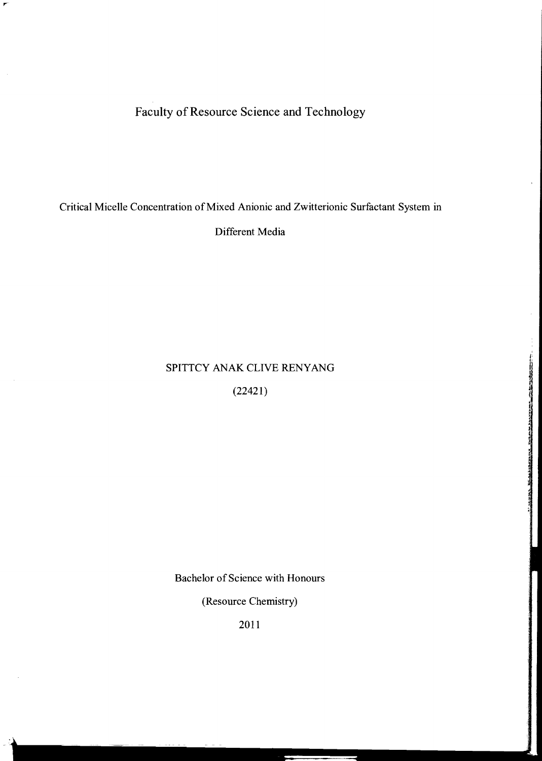Faculty of Resource Science and Technology

# Critical Micelle Concentration of Mixed Anionic and Zwitterionic Surfactant System in Different Media

SPITTCY ANAK CLIVE RENYANG

(22421)

Bachelor of Science with Honours

(Resource Chemistry)

2011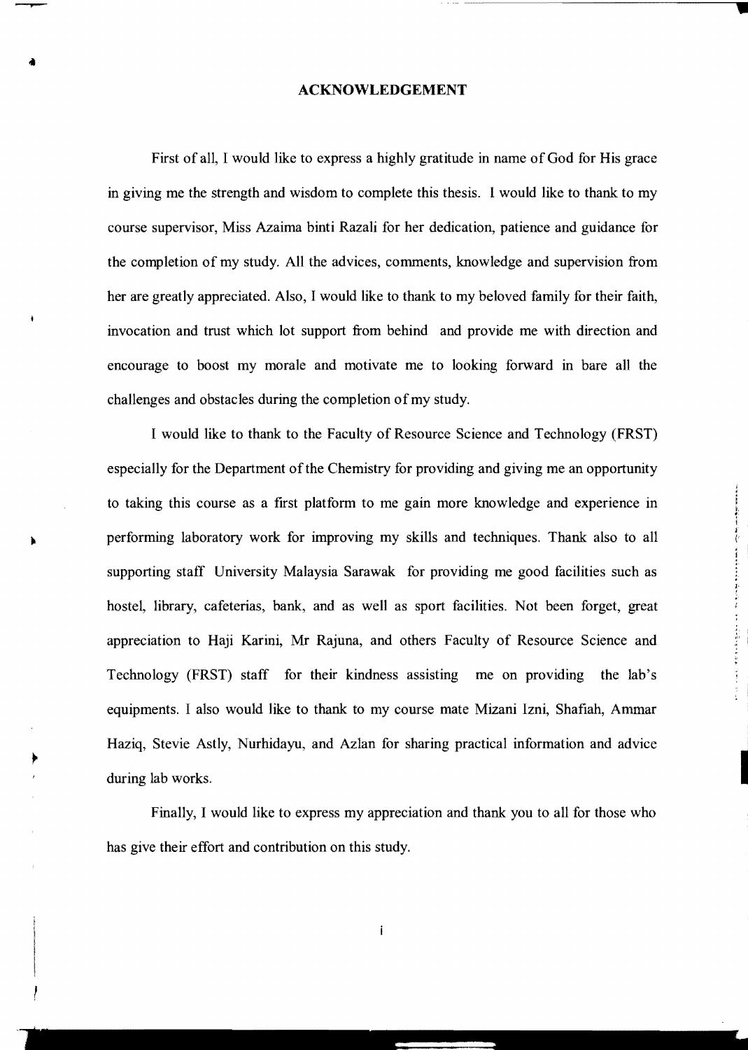# ACKNOWLEDGEMENT

First of all, I would like to express a highly gratitude in name of God for His grace in giving me the strength and wisdom to complete this thesis. I would like to thank to my course supervisor, Miss Azaima binti Razali for her dedication, patience and guidance for the completion of my study. All the advices, comments, knowledge and supervision from her are greatly appreciated. Also, I would like to thank to my beloved family for their faith, invocation and trust which lot support from behind and provide me with direction and encourage to boost my morale and motivate me to looking forward in bare all the challenges and obstacles during the completion of my study.

I would like to thank to the Faculty of Resource Science and Technology (FRST) especially for the Department of the Chemistry for providing and giving me an opportunity to taking this course as a first platform to me gain more knowledge and experience in performing laboratory work for improving my skills and techniques. Thank also to all supporting staff University Malaysia Sarawak for providing me good facilities such as hostel, library, cafeterias, bank, and as well as sport facilities. Not been forget, great appreciation to Haji Karini, Mr Rajuna, and others Faculty of Resource Science and Technology (FRST) staff for their kindness assisting me on providing the lab's equipments. I also would like to thank to my course mate Mizani Izni, Shafiah, Ammar Haziq, Stevie Astly, Nurhidayu, and Azlan for sharing practical information and advice during lab works.

Finally, I would like to express my appreciation and thank you to all for those who has give their effort and contribution on this study.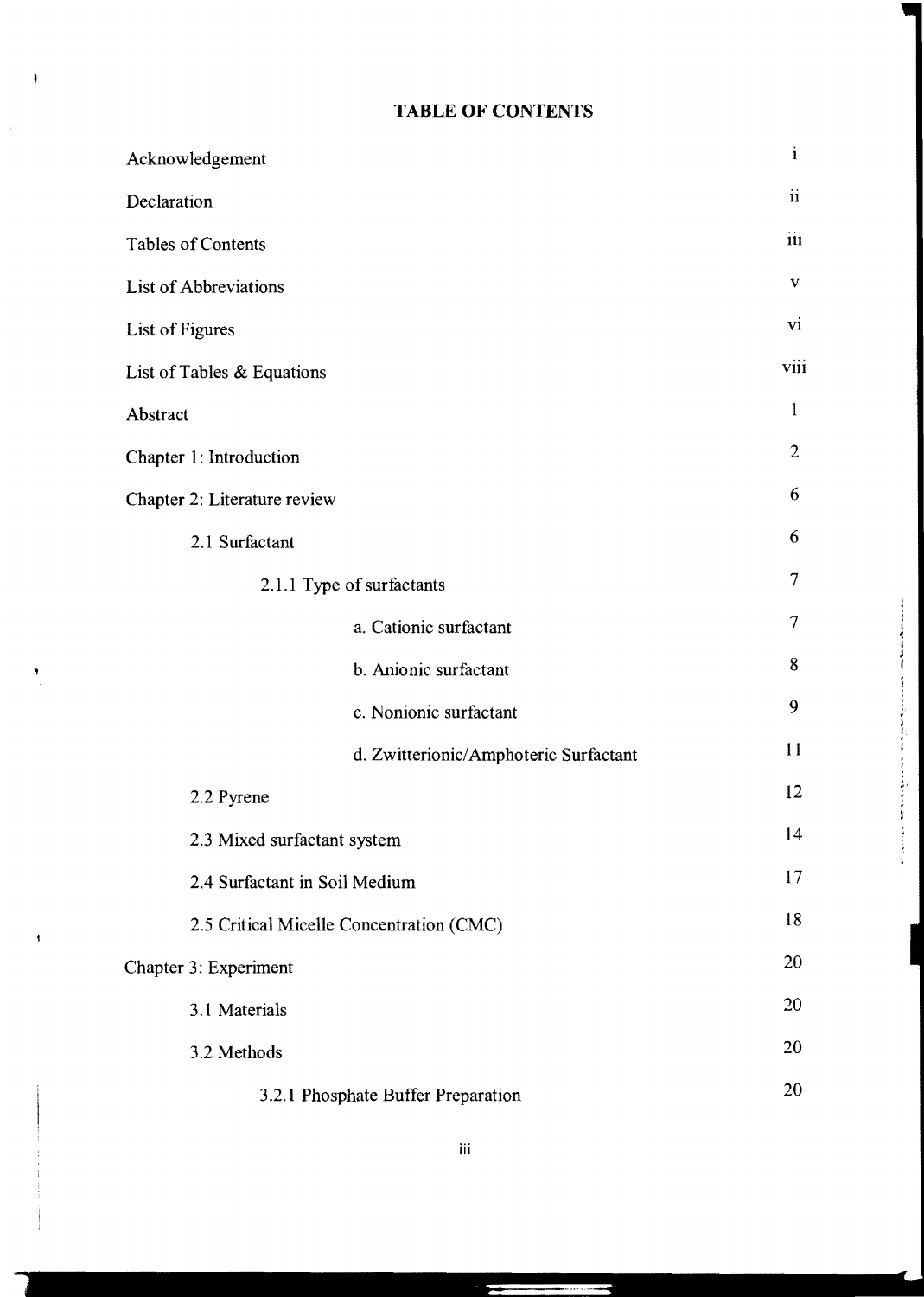# TABLE OF CONTENTS

| | |
|---|---|
| Acknowledgement | i |
| Declaration | ii |
| Tables of Contents | iii |
| List of Abbreviations | v |
| List of Figures | vi |
| List of Tables & Equations | viii |
| Abstract | 1 |
| Chapter 1: Introduction | 2 |
| Chapter 2: Literature review | 6 |
| 2.1 Surfactant | 6 |
| 2.1.1 Type of surfactants | 7 |
| a. Cationic surfactant | 7 |
| b. Anionic surfactant | 8 |
| c. Nonionic surfactant | 9 |
| d. Zwitterionic/Amphoteric Surfactant | 11 |
| 2.2 Pyrene | 12 |
| 2.3 Mixed surfactant system | 14 |
| 2.4 Surfactant in Soil Medium | 17 |
| 2.5 Critical Micelle Concentration (CMC) | 18 |
| Chapter 3: Experiment | 20 |
| 3.1 Materials | 20 |
| 3.2 Methods | 20 |
| 3.2.1 Phosphate Buffer Preparation | 20 |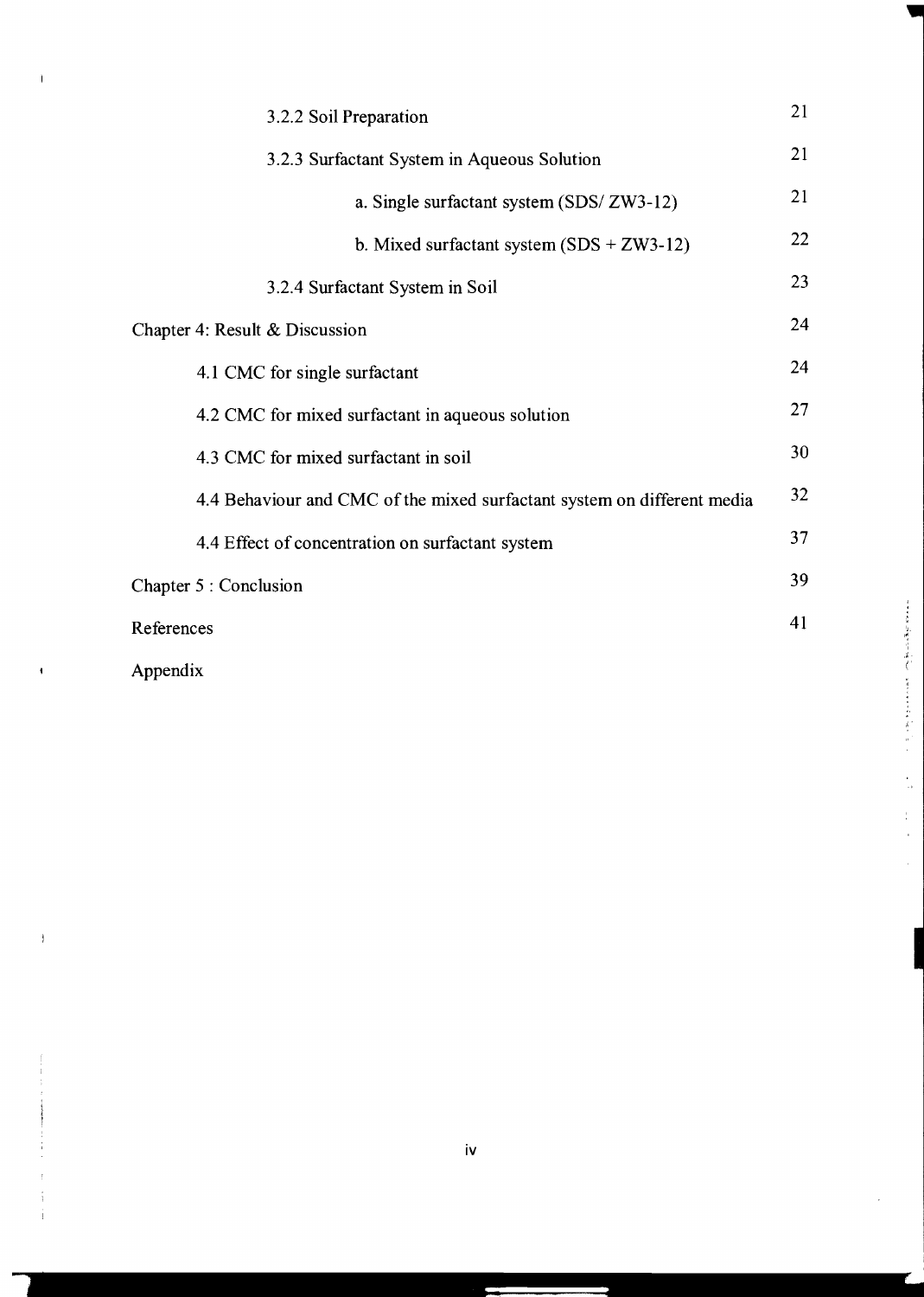| | |
|---|---|
| 3.2.2 Soil Preparation | 21 |
| 3.2.3 Surfactant System in Aqueous Solution | 21 |
| a. Single surfactant system (SDS/ ZW3-12) | 21 |
| b. Mixed surfactant system (SDS + ZW3-12) | 22 |
| 3.2.4 Surfactant System in Soil | 23 |
| Chapter 4: Result & Discussion | 24 |
| 4.1 CMC for single surfactant | 24 |
| 4.2 CMC for mixed surfactant in aqueous solution | 27 |
| 4.3 CMC for mixed surfactant in soil | 30 |
| 4.4 Behaviour and CMC of the mixed surfactant system on different media | 32 |
| 4.4 Effect of concentration on surfactant system | 37 |
| Chapter 5 : Conclusion | 39 |
| References | 41 |
| Appendix | |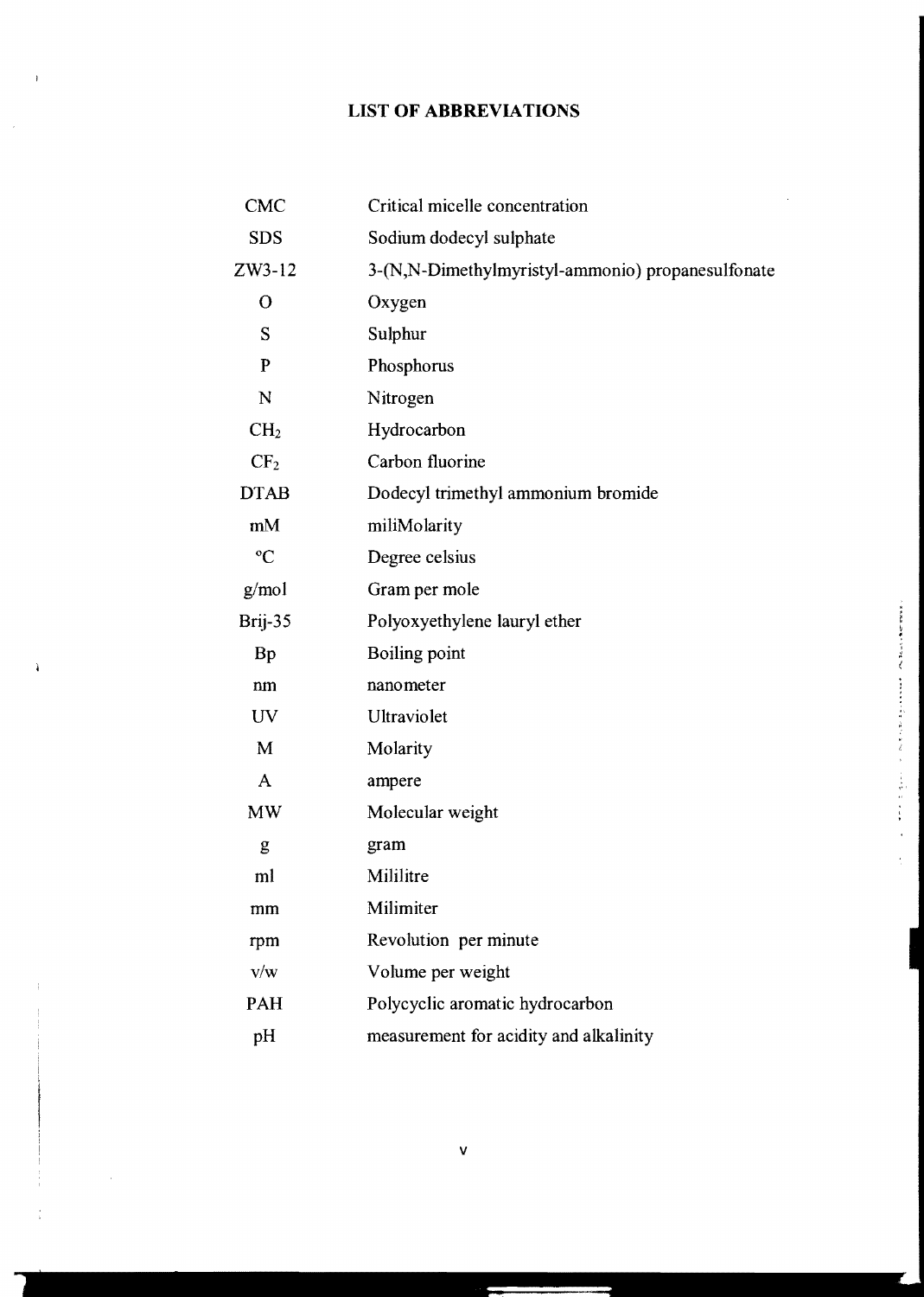# LIST OF ABBREVIATIONS

| | |
|---|---|
| CMC | Critical micelle concentration |
| SDS | Sodium dodecyl sulphate |
| ZW3-12 | 3-(N,N-Dimethylmyristyl-ammonio) propanesulfonate |
| O | Oxygen |
| S | Sulphur |
| P | Phosphorus |
| N | Nitrogen |
| $CH_2$ | Hydrocarbon |
| $CF_2$ | Carbon fluorine |
| DTAB | Dodecyl trimethyl ammonium bromide |
| mM | miliMolarity |
| °C | Degree celsius |
| g/mol | Gram per mole |
| Brij-35 | Polyoxyethylene lauryl ether |
| Bp | Boiling point |
| nm | nanometer |
| UV | Ultraviolet |
| M | Molarity |
| A | ampere |
| MW | Molecular weight |
| g | gram |
| ml | Mililitre |
| mm | Milimiter |
| rpm | Revolution per minute |
| v/w | Volume per weight |
| PAH | Polycyclic aromatic hydrocarbon |
| pH | measurement for acidity and alkalinity |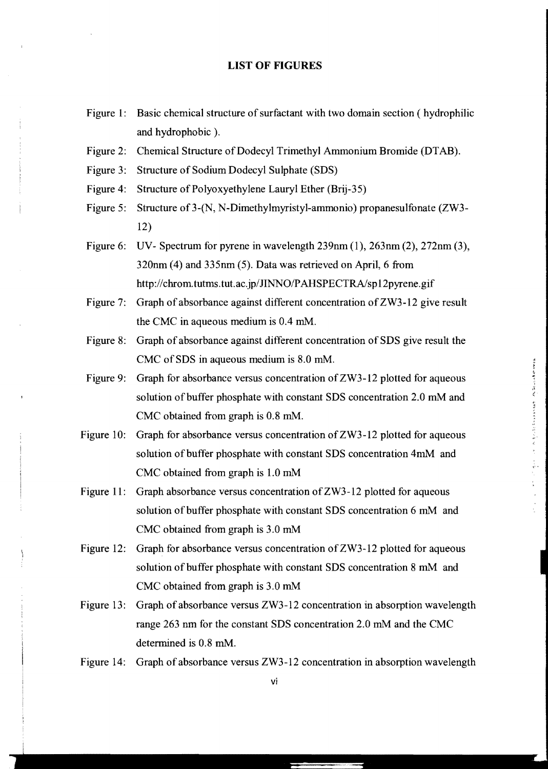# LIST OF FIGURES

Figure 1: Basic chemical structure of surfactant with two domain section ( hydrophilic and hydrophobic ).

Figure 2: Chemical Structure of Dodecyl Trimethyl Ammonium Bromide (DTAB).

Figure 3: Structure of Sodium Dodecyl Sulphate (SDS)

Figure 4: Structure of Polyoxyethylene Lauryl Ether (Brij-35)

Figure 5: Structure of 3-(N, N-Dimethylmyristyl-ammonio) propanesulfonate (ZW3-12)

Figure 6: UV- Spectrum for pyrene in wavelength 239nm (1), 263nm (2), 272nm (3), 320nm (4) and 335nm (5). Data was retrieved on April, 6 from http://chrom.tutms.tut.ac.jp/JINNO/PAHSPECTRA/sp12pyrene.gif

Figure 7: Graph of absorbance against different concentration of ZW3-12 give result the CMC in aqueous medium is 0.4 mM.

Figure 8: Graph of absorbance against different concentration of SDS give result the CMC of SDS in aqueous medium is 8.0 mM.

Figure 9: Graph for absorbance versus concentration of ZW3-12 plotted for aqueous solution of buffer phosphate with constant SDS concentration 2.0 mM and CMC obtained from graph is 0.8 mM.

Figure 10: Graph for absorbance versus concentration of ZW3-12 plotted for aqueous solution of buffer phosphate with constant SDS concentration 4mM and CMC obtained from graph is 1.0 mM

Figure 11: Graph absorbance versus concentration of ZW3-12 plotted for aqueous solution of buffer phosphate with constant SDS concentration 6 mM and CMC obtained from graph is 3.0 mM

Figure 12: Graph for absorbance versus concentration of ZW3-12 plotted for aqueous solution of buffer phosphate with constant SDS concentration 8 mM and CMC obtained from graph is 3.0 mM

Figure 13: Graph of absorbance versus ZW3-12 concentration in absorption wavelength range 263 nm for the constant SDS concentration 2.0 mM and the CMC determined is 0.8 mM.

Figure 14: Graph of absorbance versus ZW3-12 concentration in absorption wavelength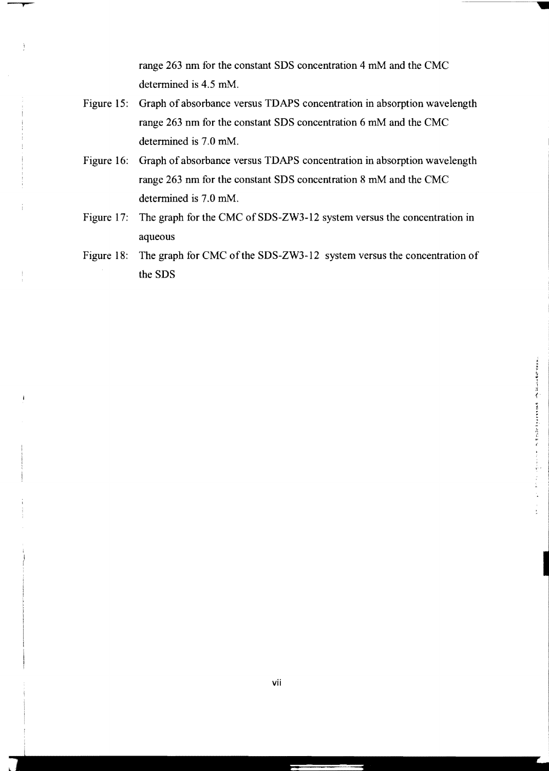range 263 nm for the constant SDS concentration 4 mM and the CMC determined is 4.5 mM.

Figure 15: Graph of absorbance versus TDAPS concentration in absorption wavelength range 263 nm for the constant SDS concentration 6 mM and the CMC determined is 7.0 mM.

Figure 16: Graph of absorbance versus TDAPS concentration in absorption wavelength range 263 nm for the constant SDS concentration 8 mM and the CMC determined is 7.0 mM.

Figure 17: The graph for the CMC of SDS-ZW3-12 system versus the concentration in aqueous

Figure 18: The graph for CMC of the SDS-ZW3-12 system versus the concentration of the SDS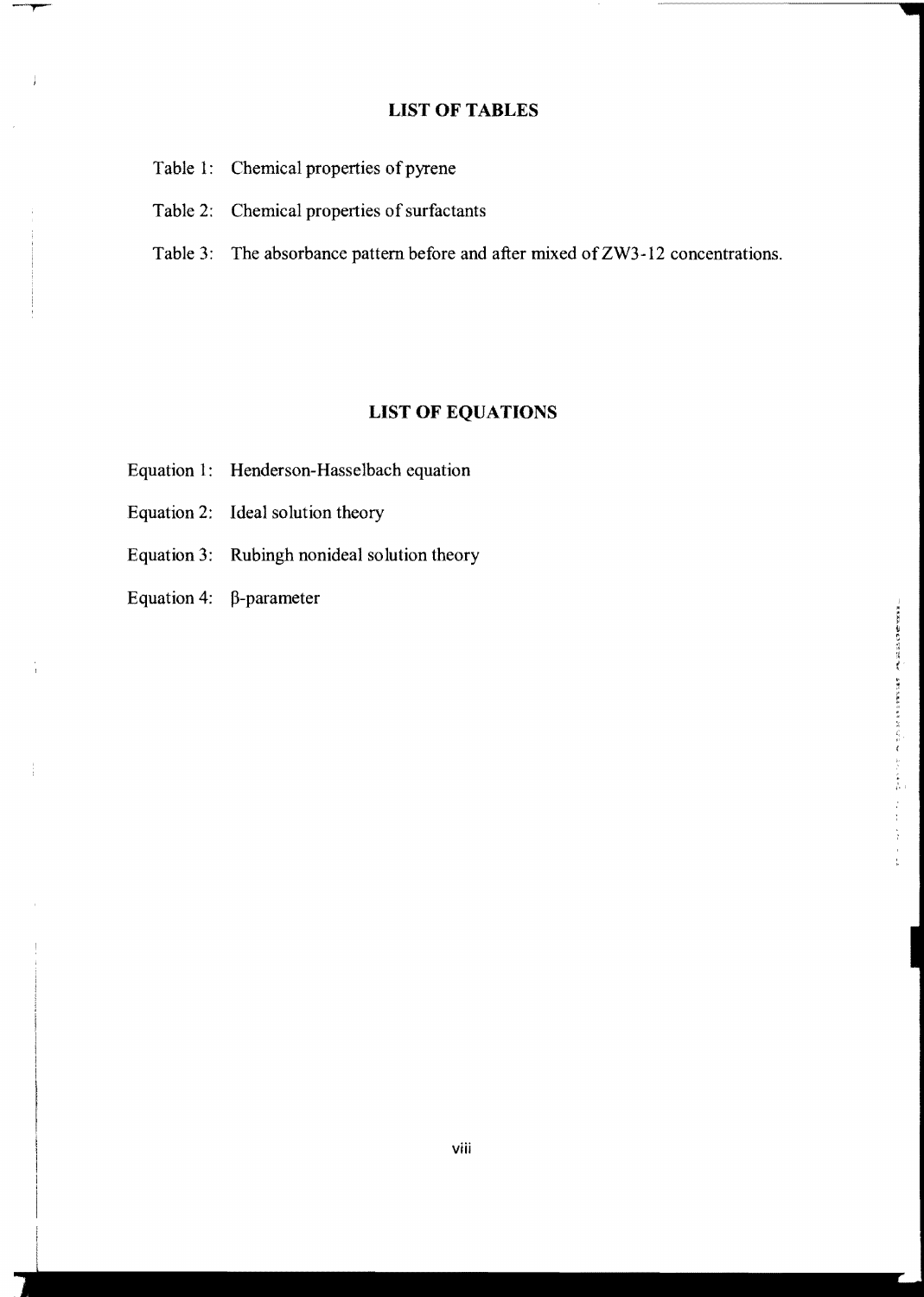# LIST OF TABLES

Table 1: Chemical properties of pyrene

Table 2: Chemical properties of surfactants

Table 3: The absorbance pattern before and after mixed of ZW3-12 concentrations.

# LIST OF EQUATIONS

Equation 1: Henderson-Hasselbach equation

Equation 2: Ideal solution theory

Equation 3: Rubingh nonideal solution theory

Equation 4: $\beta$-parameter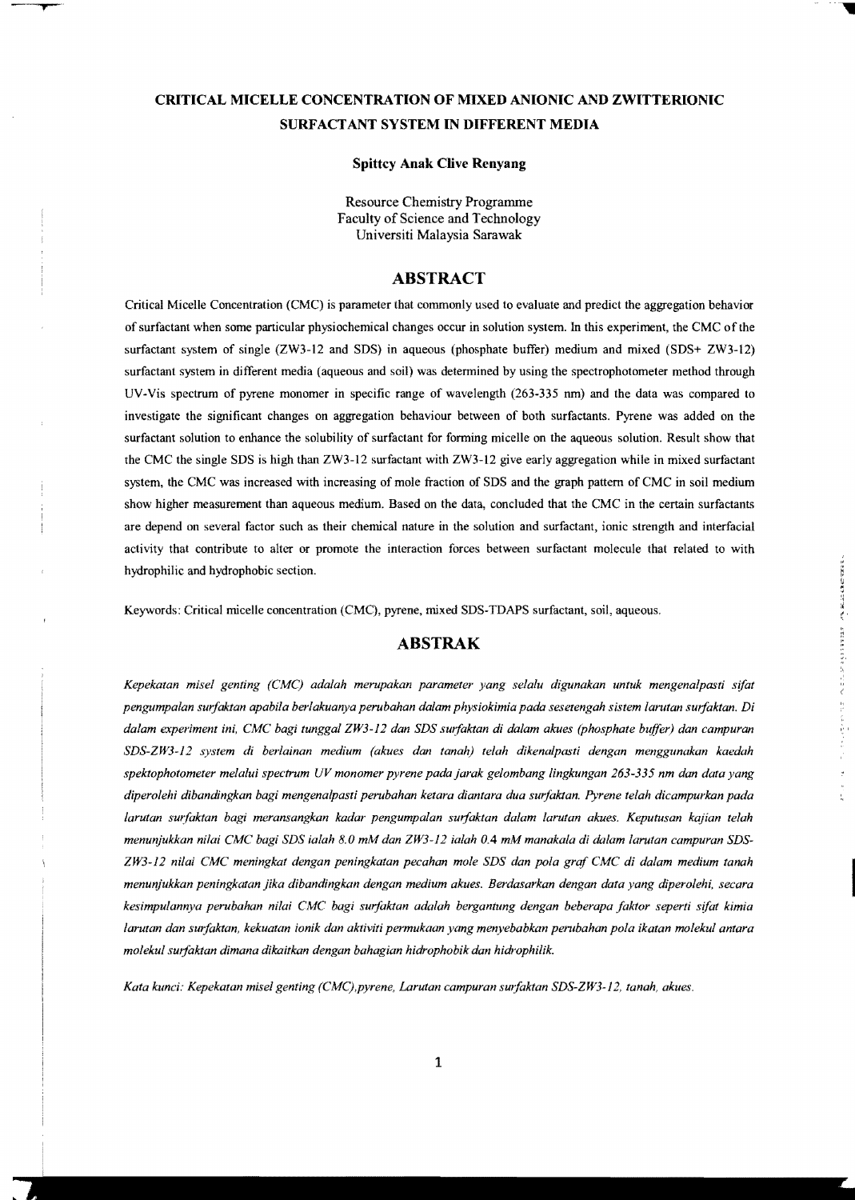# CRITICAL MICELLE CONCENTRATION OF MIXED ANIONIC AND ZWITTERIONIC SURFACTANT SYSTEM IN DIFFERENT MEDIA

**Spittcy Anak Clive Renyang**

Resource Chemistry Programme
Faculty of Science and Technology
Universiti Malaysia Sarawak

## ABSTRACT

Critical Micelle Concentration (CMC) is parameter that commonly used to evaluate and predict the aggregation behavior of surfactant when some particular physiochemical changes occur in solution system. In this experiment, the CMC of the surfactant system of single (ZW3-12 and SDS) in aqueous (phosphate buffer) medium and mixed (SDS+ ZW3-12) surfactant system in different media (aqueous and soil) was determined by using the spectrophotometer method through UV-Vis spectrum of pyrene monomer in specific range of wavelength (263-335 nm) and the data was compared to investigate the significant changes on aggregation behaviour between of both surfactants. Pyrene was added on the surfactant solution to enhance the solubility of surfactant for forming micelle on the aqueous solution. Result show that the CMC the single SDS is high than ZW3-12 surfactant with ZW3-12 give early aggregation while in mixed surfactant system, the CMC was increased with increasing of mole fraction of SDS and the graph pattern of CMC in soil medium show higher measurement than aqueous medium. Based on the data, concluded that the CMC in the certain surfactants are depend on several factor such as their chemical nature in the solution and surfactant, ionic strength and interfacial activity that contribute to alter or promote the interaction forces between surfactant molecule that related to with hydrophilic and hydrophobic section.

Keywords: Critical micelle concentration (CMC), pyrene, mixed SDS-TDAPS surfactant, soil, aqueous.

## ABSTRAK

*Kepekatan misel genting (CMC) adalah merupakan parameter yang selalu digunakan untuk mengenalpasti sifat pengumpalan surfaktan apabila berlakuanya perubahan dalam physiokimia pada sesetengah sistem larutan surfaktan. Di dalam experiment ini, CMC bagi tunggal ZW3-12 dan SDS surfaktan di dalam akues (phosphate buffer) dan campuran SDS-ZW3-12 system di berlainan medium (akues dan tanah) telah dikenalpasti dengan menggunakan kaedah spektophotometer melalui spectrum UV monomer pyrene pada jarak gelombang lingkungan 263-335 nm dan data yang diperolehi dibandingkan bagi mengenalpasti perubahan ketara diantara dua surfaktan. Pyrene telah dicampurkan pada larutan surfaktan bagi meransangkan kadar pengumpalan surfaktan dalam larutan akues. Keputusan kajian telah menunjukkan nilai CMC bagi SDS ialah 8.0 mM dan ZW3-12 ialah 0.4 mM manakala di dalam larutan campuran SDS-ZW3-12 nilai CMC meningkat dengan peningkatan pecahan mole SDS dan pola graf CMC di dalam medium tanah menunjukkan peningkatan jika dibandingkan dengan medium akues. Berdasarkan dengan data yang diperolehi, secara kesimpulannya perubahan nilai CMC bagi surfaktan adalah bergantung dengan beberapa faktor seperti sifat kimia larutan dan surfaktan, kekuatan ionik dan aktiviti permukaan yang menyebabkan perubahan pola ikatan molekul antara molekul surfaktan dimana dikaitkan dengan bahagian hidrophobik dan hidrophilik.*

*Kata kunci: Kepekatan misel genting (CMC),pyrene, Larutan campuran surfaktan SDS-ZW3-12, tanah, akues.*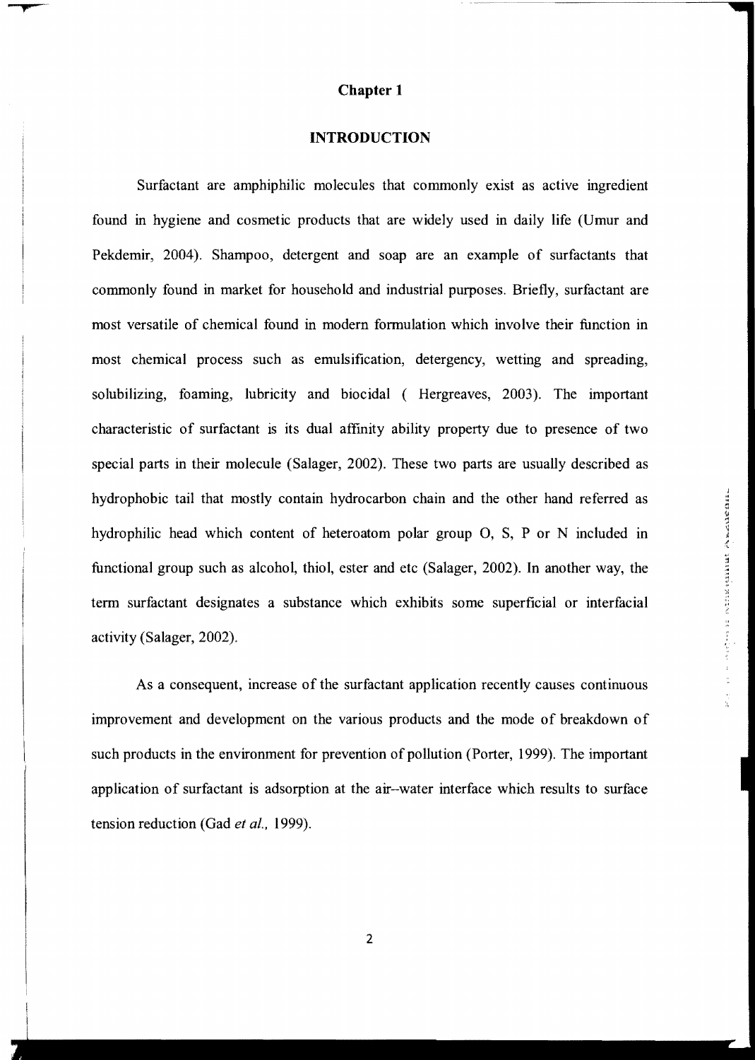# Chapter 1

## INTRODUCTION

Surfactant are amphiphilic molecules that commonly exist as active ingredient found in hygiene and cosmetic products that are widely used in daily life (Umur and Pekdemir, 2004). Shampoo, detergent and soap are an example of surfactants that commonly found in market for household and industrial purposes. Briefly, surfactant are most versatile of chemical found in modern formulation which involve their function in most chemical process such as emulsification, detergency, wetting and spreading, solubilizing, foaming, lubricity and biocidal ( Hergreaves, 2003). The important characteristic of surfactant is its dual affinity ability property due to presence of two special parts in their molecule (Salager, 2002). These two parts are usually described as hydrophobic tail that mostly contain hydrocarbon chain and the other hand referred as hydrophilic head which content of heteroatom polar group O, S, P or N included in functional group such as alcohol, thiol, ester and etc (Salager, 2002). In another way, the term surfactant designates a substance which exhibits some superficial or interfacial activity (Salager, 2002).

As a consequent, increase of the surfactant application recently causes continuous improvement and development on the various products and the mode of breakdown of such products in the environment for prevention of pollution (Porter, 1999). The important application of surfactant is adsorption at the air–water interface which results to surface tension reduction (Gad *et al.,* 1999).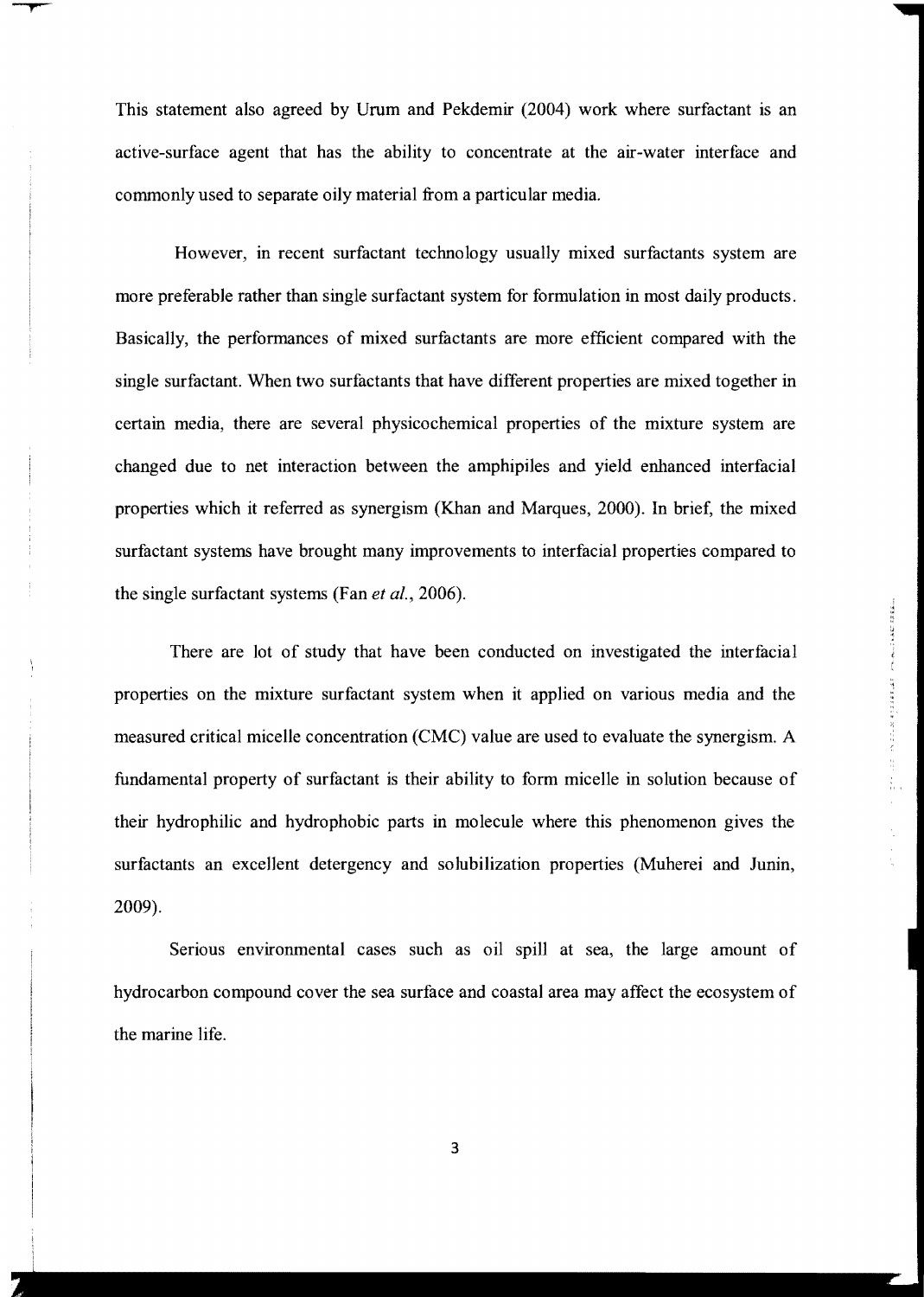This statement also agreed by Urum and Pekdemir (2004) work where surfactant is an active-surface agent that has the ability to concentrate at the air-water interface and commonly used to separate oily material from a particular media.

However, in recent surfactant technology usually mixed surfactants system are more preferable rather than single surfactant system for formulation in most daily products. Basically, the performances of mixed surfactants are more efficient compared with the single surfactant. When two surfactants that have different properties are mixed together in certain media, there are several physicochemical properties of the mixture system are changed due to net interaction between the amphipiles and yield enhanced interfacial properties which it referred as synergism (Khan and Marques, 2000). In brief, the mixed surfactant systems have brought many improvements to interfacial properties compared to the single surfactant systems (Fan *et al.*, 2006).

There are lot of study that have been conducted on investigated the interfacial properties on the mixture surfactant system when it applied on various media and the measured critical micelle concentration (CMC) value are used to evaluate the synergism. A fundamental property of surfactant is their ability to form micelle in solution because of their hydrophilic and hydrophobic parts in molecule where this phenomenon gives the surfactants an excellent detergency and solubilization properties (Muherei and Junin, 2009).

Serious environmental cases such as oil spill at sea, the large amount of hydrocarbon compound cover the sea surface and coastal area may affect the ecosystem of the marine life.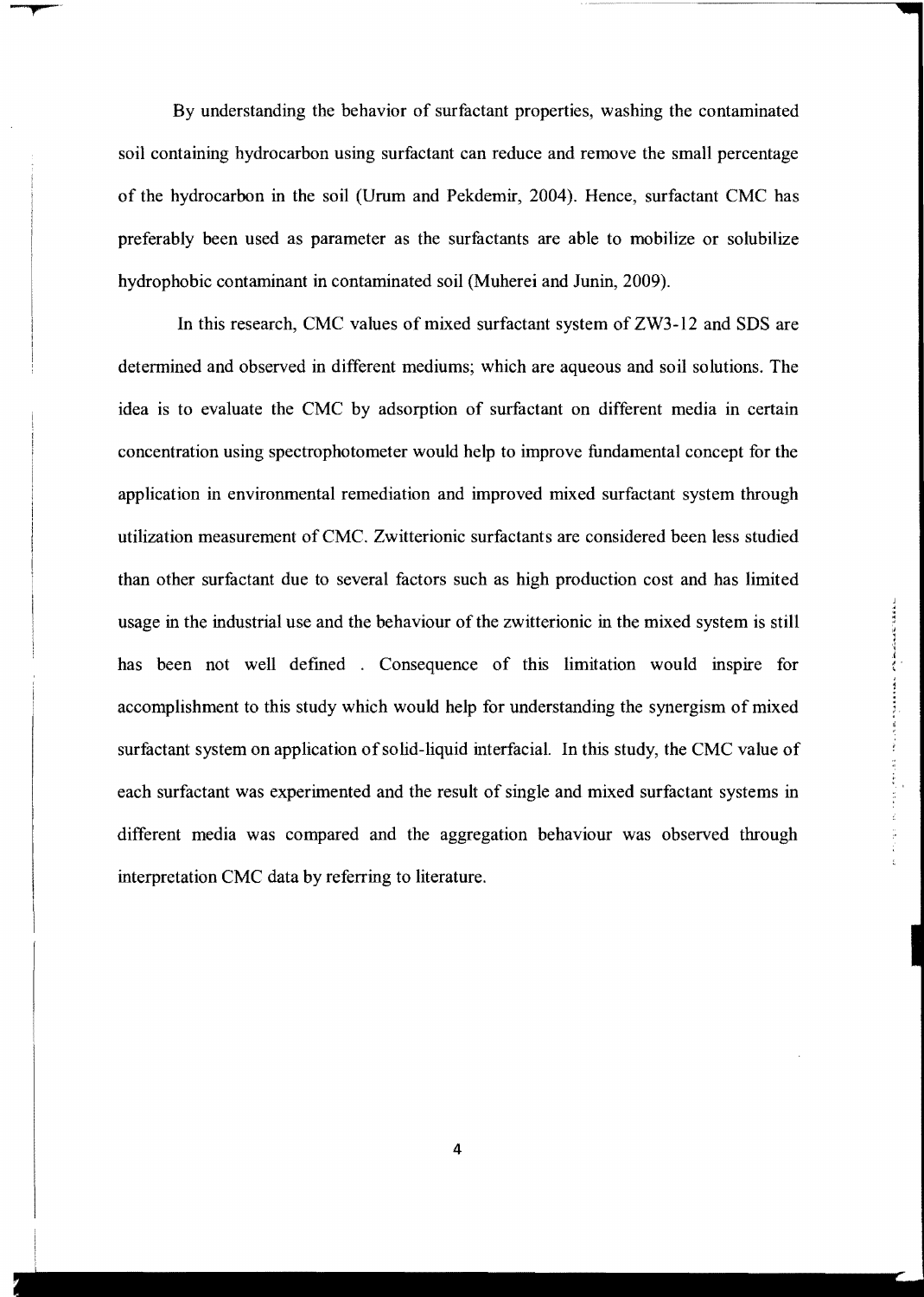By understanding the behavior of surfactant properties, washing the contaminated soil containing hydrocarbon using surfactant can reduce and remove the small percentage of the hydrocarbon in the soil (Urum and Pekdemir, 2004). Hence, surfactant CMC has preferably been used as parameter as the surfactants are able to mobilize or solubilize hydrophobic contaminant in contaminated soil (Muherei and Junin, 2009).

In this research, CMC values of mixed surfactant system of ZW3-12 and SDS are determined and observed in different mediums; which are aqueous and soil solutions. The idea is to evaluate the CMC by adsorption of surfactant on different media in certain concentration using spectrophotometer would help to improve fundamental concept for the application in environmental remediation and improved mixed surfactant system through utilization measurement of CMC. Zwitterionic surfactants are considered been less studied than other surfactant due to several factors such as high production cost and has limited usage in the industrial use and the behaviour of the zwitterionic in the mixed system is still has been not well defined . Consequence of this limitation would inspire for accomplishment to this study which would help for understanding the synergism of mixed surfactant system on application of solid-liquid interfacial. In this study, the CMC value of each surfactant was experimented and the result of single and mixed surfactant systems in different media was compared and the aggregation behaviour was observed through interpretation CMC data by referring to literature.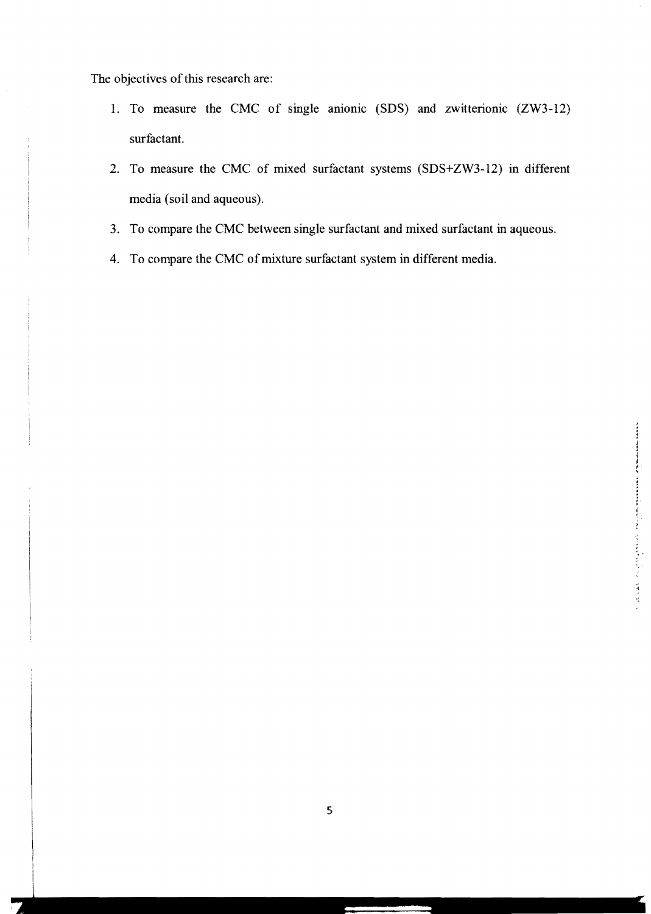The objectives of this research are:

1. To measure the CMC of single anionic (SDS) and zwitterionic (ZW3-12) surfactant.
2. To measure the CMC of mixed surfactant systems (SDS+ZW3-12) in different media (soil and aqueous).
3. To compare the CMC between single surfactant and mixed surfactant in aqueous.
4. To compare the CMC of mixture surfactant system in different media.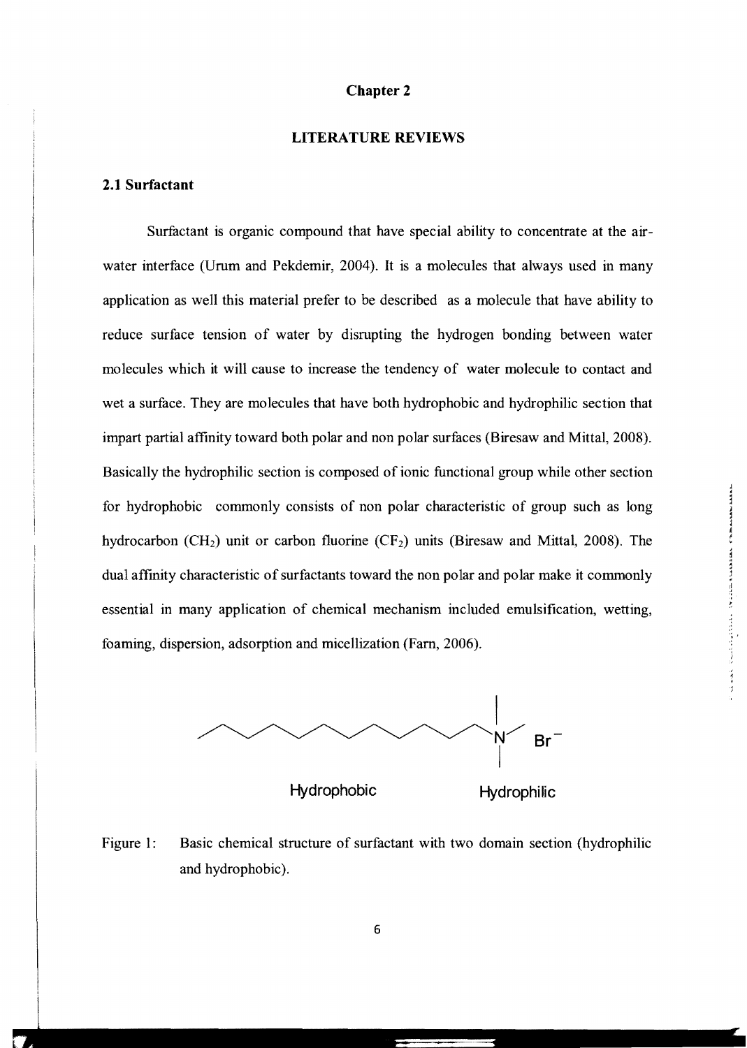# Chapter 2

## LITERATURE REVIEWS

### 2.1 Surfactant

Surfactant is organic compound that have special ability to concentrate at the air-water interface (Urum and Pekdemir, 2004). It is a molecules that always used in many application as well this material prefer to be described as a molecule that have ability to reduce surface tension of water by disrupting the hydrogen bonding between water molecules which it will cause to increase the tendency of water molecule to contact and wet a surface. They are molecules that have both hydrophobic and hydrophilic section that impart partial affinity toward both polar and non polar surfaces (Biresaw and Mittal, 2008). Basically the hydrophilic section is composed of ionic functional group while other section for hydrophobic commonly consists of non polar characteristic of group such as long hydrocarbon ($CH_2$) unit or carbon fluorine ($CF_2$) units (Biresaw and Mittal, 2008). The dual affinity characteristic of surfactants toward the non polar and polar make it commonly essential in many application of chemical mechanism included emulsification, wetting, foaming, dispersion, adsorption and micellization (Farn, 2006).

Hydrophobic Hydrophilic

Figure 1: Basic chemical structure of surfactant with two domain section (hydrophilic and hydrophobic).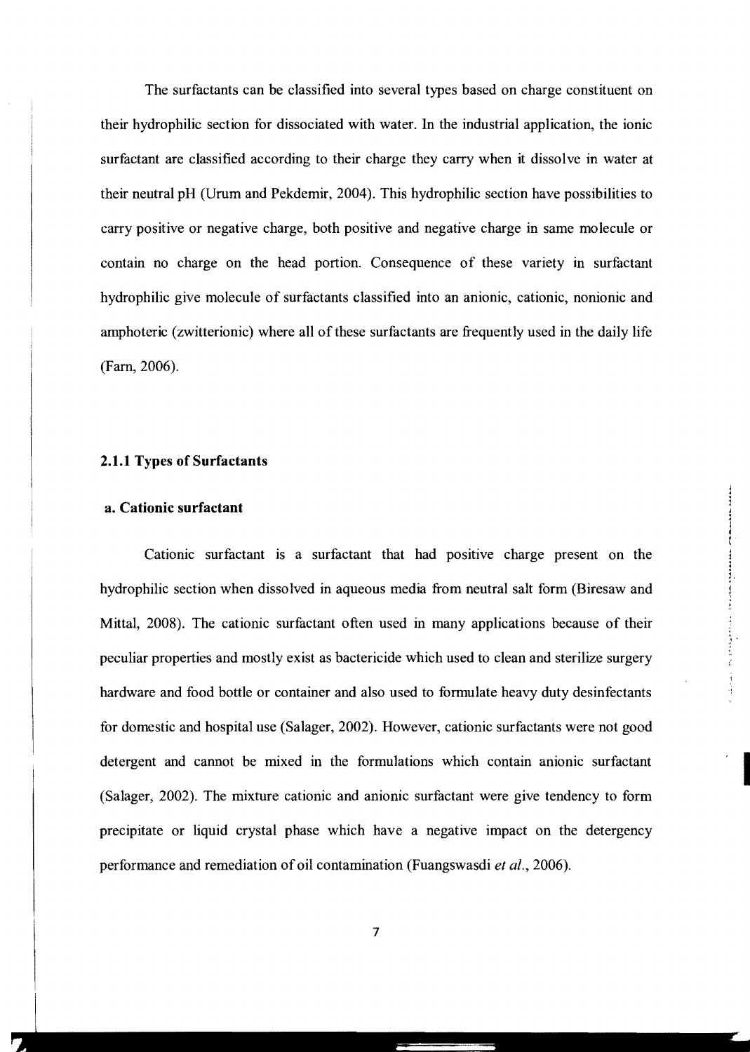The surfactants can be classified into several types based on charge constituent on their hydrophilic section for dissociated with water. In the industrial application, the ionic surfactant are classified according to their charge they carry when it dissolve in water at their neutral pH (Urum and Pekdemir, 2004). This hydrophilic section have possibilities to carry positive or negative charge, both positive and negative charge in same molecule or contain no charge on the head portion. Consequence of these variety in surfactant hydrophilic give molecule of surfactants classified into an anionic, cationic, nonionic and amphoteric (zwitterionic) where all of these surfactants are frequently used in the daily life (Farn, 2006).

### 2.1.1 Types of Surfactants

#### a. Cationic surfactant

Cationic surfactant is a surfactant that had positive charge present on the hydrophilic section when dissolved in aqueous media from neutral salt form (Biresaw and Mittal, 2008). The cationic surfactant often used in many applications because of their peculiar properties and mostly exist as bactericide which used to clean and sterilize surgery hardware and food bottle or container and also used to formulate heavy duty desinfectants for domestic and hospital use (Salager, 2002). However, cationic surfactants were not good detergent and cannot be mixed in the formulations which contain anionic surfactant (Salager, 2002). The mixture cationic and anionic surfactant were give tendency to form precipitate or liquid crystal phase which have a negative impact on the detergency performance and remediation of oil contamination (Fuangswasdi *et al.*, 2006).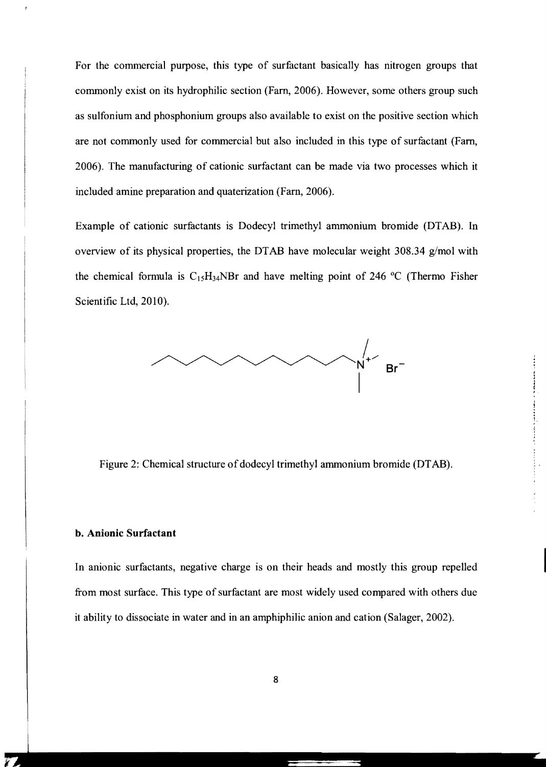For the commercial purpose, this type of surfactant basically has nitrogen groups that commonly exist on its hydrophilic section (Farn, 2006). However, some others group such as sulfonium and phosphonium groups also available to exist on the positive section which are not commonly used for commercial but also included in this type of surfactant (Farn, 2006). The manufacturing of cationic surfactant can be made via two processes which it included amine preparation and quaterization (Farn, 2006).

Example of cationic surfactants is Dodecyl trimethyl ammonium bromide (DTAB). In overview of its physical properties, the DTAB have molecular weight 308.34 g/mol with the chemical formula is $C_{15}H_{34}NBr$ and have melting point of 246 °C (Thermo Fisher Scientific Ltd, 2010).

Figure 2: Chemical structure of dodecyl trimethyl ammonium bromide (DTAB).

**b. Anionic Surfactant**

In anionic surfactants, negative charge is on their heads and mostly this group repelled from most surface. This type of surfactant are most widely used compared with others due it ability to dissociate in water and in an amphiphilic anion and cation (Salager, 2002).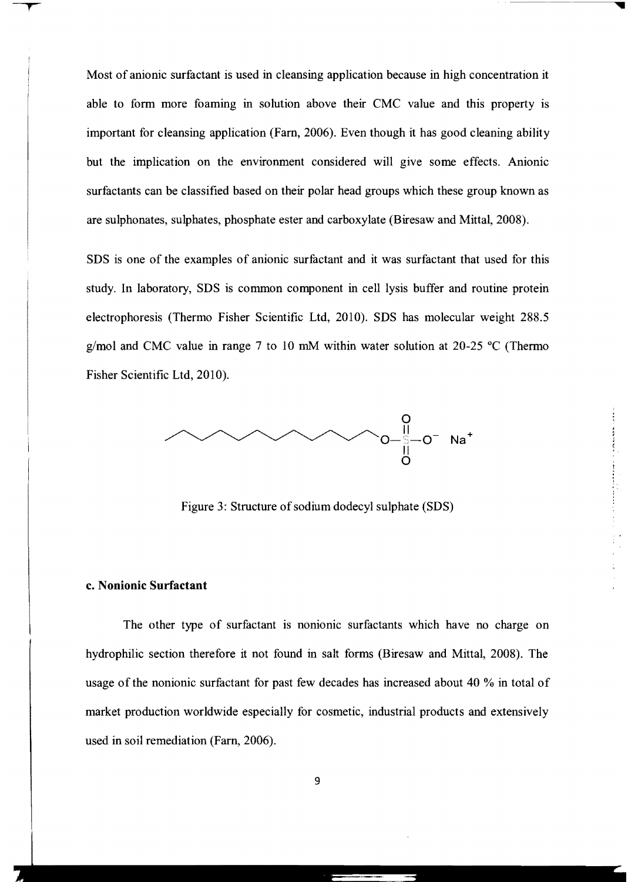Most of anionic surfactant is used in cleansing application because in high concentration it able to form more foaming in solution above their CMC value and this property is important for cleansing application (Farn, 2006). Even though it has good cleaning ability but the implication on the environment considered will give some effects. Anionic surfactants can be classified based on their polar head groups which these group known as are sulphonates, sulphates, phosphate ester and carboxylate (Biresaw and Mittal, 2008).

SDS is one of the examples of anionic surfactant and it was surfactant that used for this study. In laboratory, SDS is common component in cell lysis buffer and routine protein electrophoresis (Thermo Fisher Scientific Ltd, 2010). SDS has molecular weight 288.5 g/mol and CMC value in range 7 to 10 mM within water solution at 20-25 °C (Thermo Fisher Scientific Ltd, 2010).

Figure 3: Structure of sodium dodecyl sulphate (SDS)

#### c. Nonionic Surfactant

The other type of surfactant is nonionic surfactants which have no charge on hydrophilic section therefore it not found in salt forms (Biresaw and Mittal, 2008). The usage of the nonionic surfactant for past few decades has increased about 40 % in total of market production worldwide especially for cosmetic, industrial products and extensively used in soil remediation (Farn, 2006).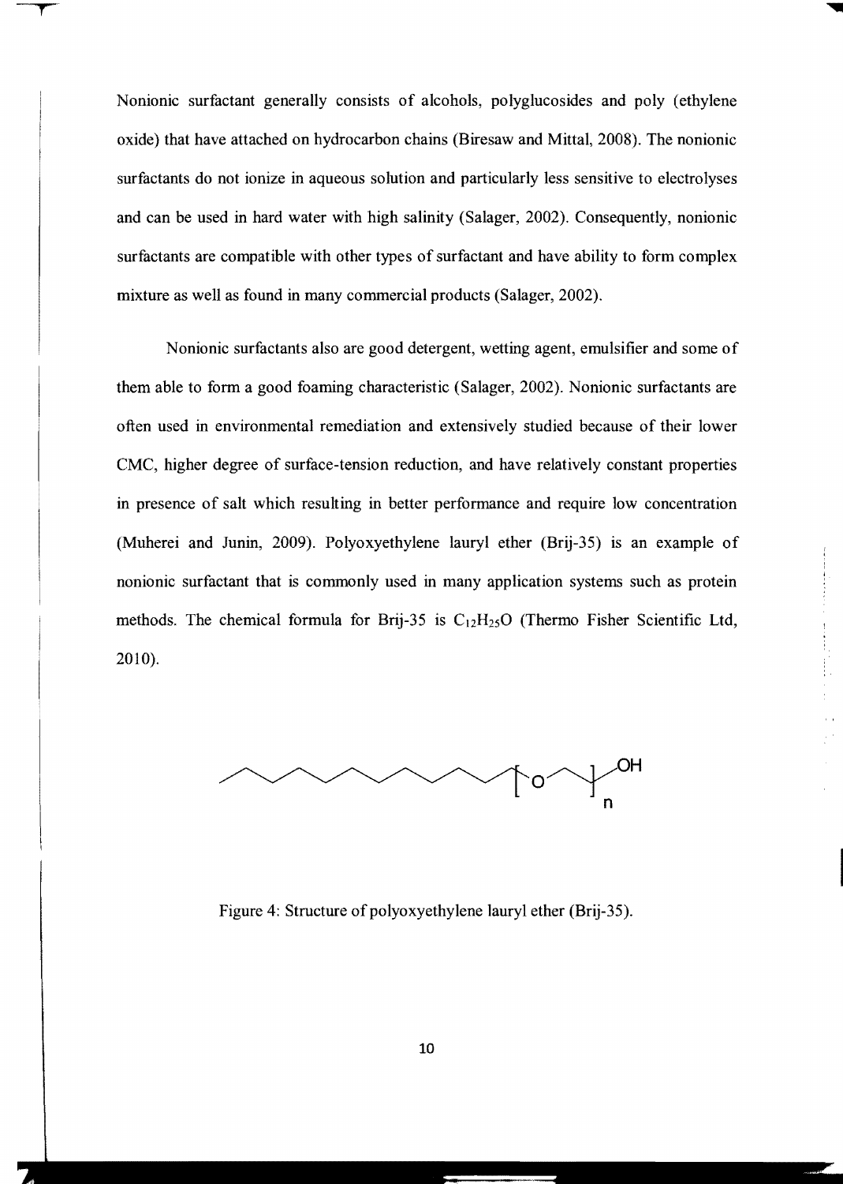Nonionic surfactant generally consists of alcohols, polyglucosides and poly (ethylene oxide) that have attached on hydrocarbon chains (Biresaw and Mittal, 2008). The nonionic surfactants do not ionize in aqueous solution and particularly less sensitive to electrolyses and can be used in hard water with high salinity (Salager, 2002). Consequently, nonionic surfactants are compatible with other types of surfactant and have ability to form complex mixture as well as found in many commercial products (Salager, 2002).

Nonionic surfactants also are good detergent, wetting agent, emulsifier and some of them able to form a good foaming characteristic (Salager, 2002). Nonionic surfactants are often used in environmental remediation and extensively studied because of their lower CMC, higher degree of surface-tension reduction, and have relatively constant properties in presence of salt which resulting in better performance and require low concentration (Muherei and Junin, 2009). Polyoxyethylene lauryl ether (Brij-35) is an example of nonionic surfactant that is commonly used in many application systems such as protein methods. The chemical formula for Brij-35 is $C_{12}H_{25}O$ (Thermo Fisher Scientific Ltd, 2010).

Figure 4: Structure of polyoxyethylene lauryl ether (Brij-35).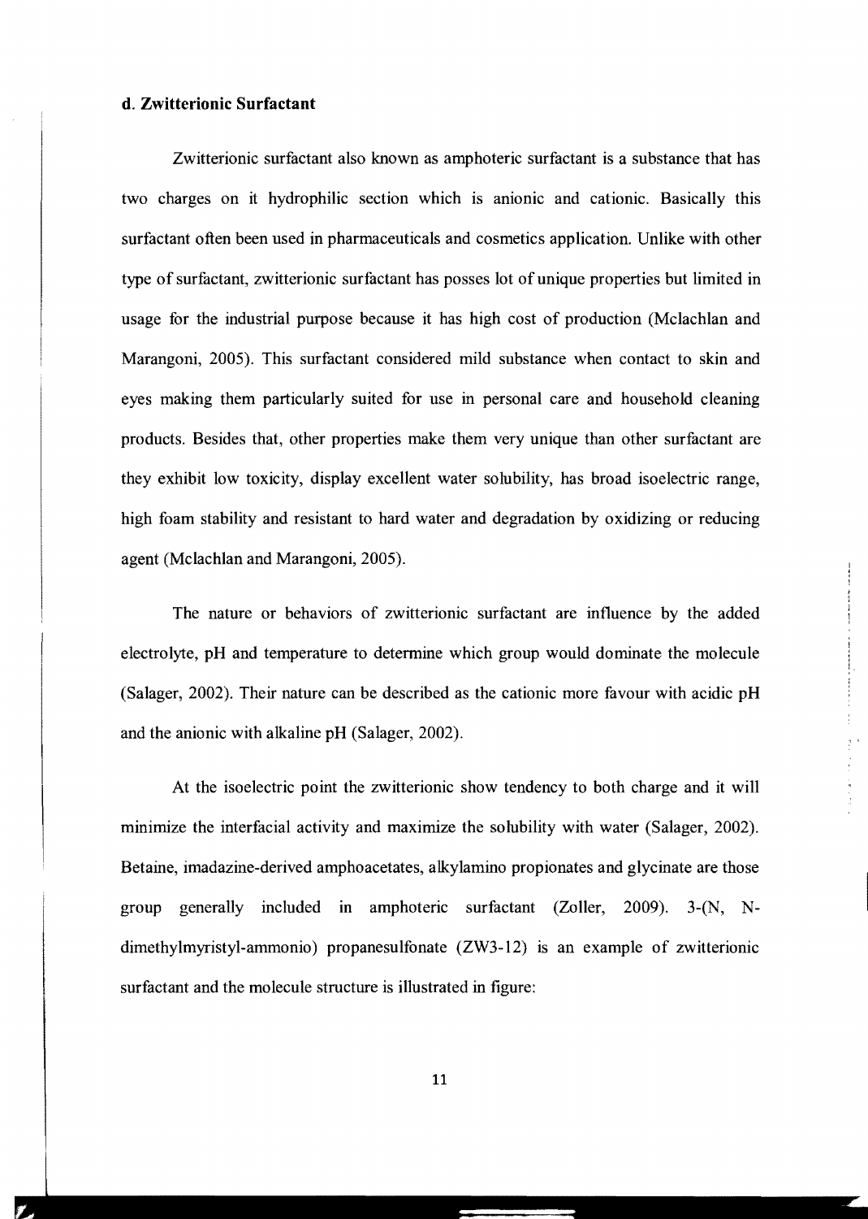### d. Zwitterionic Surfactant

Zwitterionic surfactant also known as amphoteric surfactant is a substance that has two charges on it hydrophilic section which is anionic and cationic. Basically this surfactant often been used in pharmaceuticals and cosmetics application. Unlike with other type of surfactant, zwitterionic surfactant has posses lot of unique properties but limited in usage for the industrial purpose because it has high cost of production (Mclachlan and Marangoni, 2005). This surfactant considered mild substance when contact to skin and eyes making them particularly suited for use in personal care and household cleaning products. Besides that, other properties make them very unique than other surfactant are they exhibit low toxicity, display excellent water solubility, has broad isoelectric range, high foam stability and resistant to hard water and degradation by oxidizing or reducing agent (Mclachlan and Marangoni, 2005).

The nature or behaviors of zwitterionic surfactant are influence by the added electrolyte, pH and temperature to determine which group would dominate the molecule (Salager, 2002). Their nature can be described as the cationic more favour with acidic pH and the anionic with alkaline pH (Salager, 2002).

At the isoelectric point the zwitterionic show tendency to both charge and it will minimize the interfacial activity and maximize the solubility with water (Salager, 2002). Betaine, imadazine-derived amphoacetates, alkylamino propionates and glycinate are those group generally included in amphoteric surfactant (Zoller, 2009). 3-(N, N-dimethylmyristyl-ammonio) propanesulfonate (ZW3-12) is an example of zwitterionic surfactant and the molecule structure is illustrated in figure: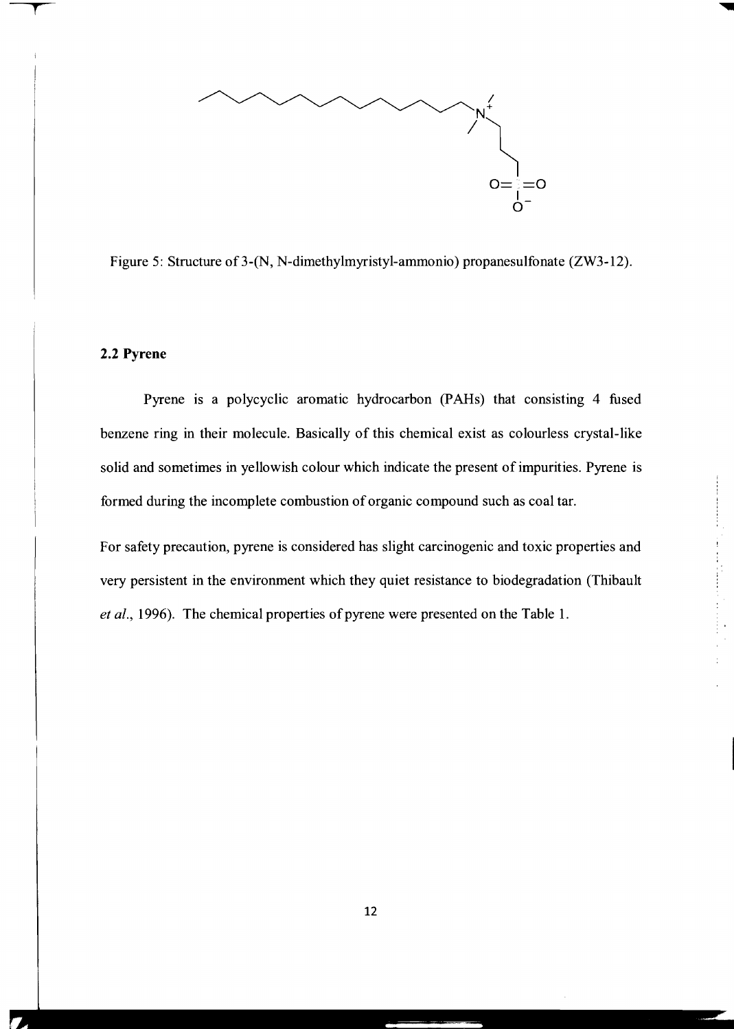Figure 5: Structure of 3-(N, N-dimethylmyristyl-ammonio) propanesulfonate (ZW3-12).

## 2.2 Pyrene

Pyrene is a polycyclic aromatic hydrocarbon (PAHs) that consisting 4 fused benzene ring in their molecule. Basically of this chemical exist as colourless crystal-like solid and sometimes in yellowish colour which indicate the present of impurities. Pyrene is formed during the incomplete combustion of organic compound such as coal tar.

For safety precaution, pyrene is considered has slight carcinogenic and toxic properties and very persistent in the environment which they quiet resistance to biodegradation (Thibault *et al.*, 1996). The chemical properties of pyrene were presented on the Table 1.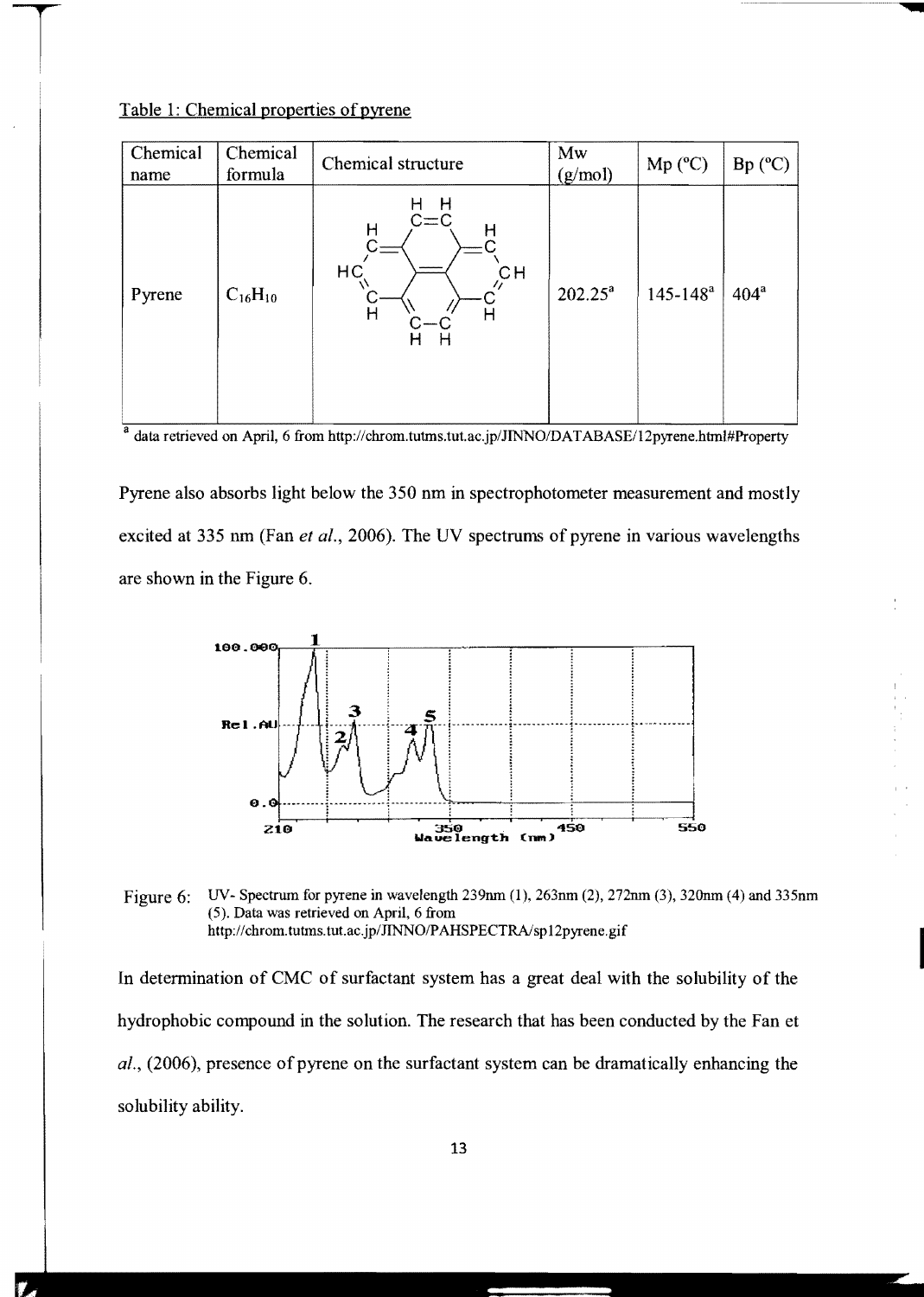Table 1: Chemical properties of pyrene

| Chemical name | Chemical formula | Chemical structure | Mw (g/mol) | Mp (°C) | Bp (°C) |
|---|---|---|---|---|---|
| Pyrene | $C_{16}H_{10}$ | | 202.25[a] | 145-148[a] | 404[a] |

[a] data retrieved on April, 6 from http://chrom.tutms.tut.ac.jp/JINNO/DATABASE/12pyrene.html#Property

Pyrene also absorbs light below the 350 nm in spectrophotometer measurement and mostly excited at 335 nm (Fan *et al.*, 2006). The UV spectrums of pyrene in various wavelengths are shown in the Figure 6.

Figure 6: UV- Spectrum for pyrene in wavelength 239nm (1), 263nm (2), 272nm (3), 320nm (4) and 335nm (5). Data was retrieved on April, 6 from http://chrom.tutms.tut.ac.jp/JINNO/PAHSPECTRA/sp12pyrene.gif

In determination of CMC of surfactant system has a great deal with the solubility of the hydrophobic compound in the solution. The research that has been conducted by the Fan et *al.*, (2006), presence of pyrene on the surfactant system can be dramatically enhancing the solubility ability.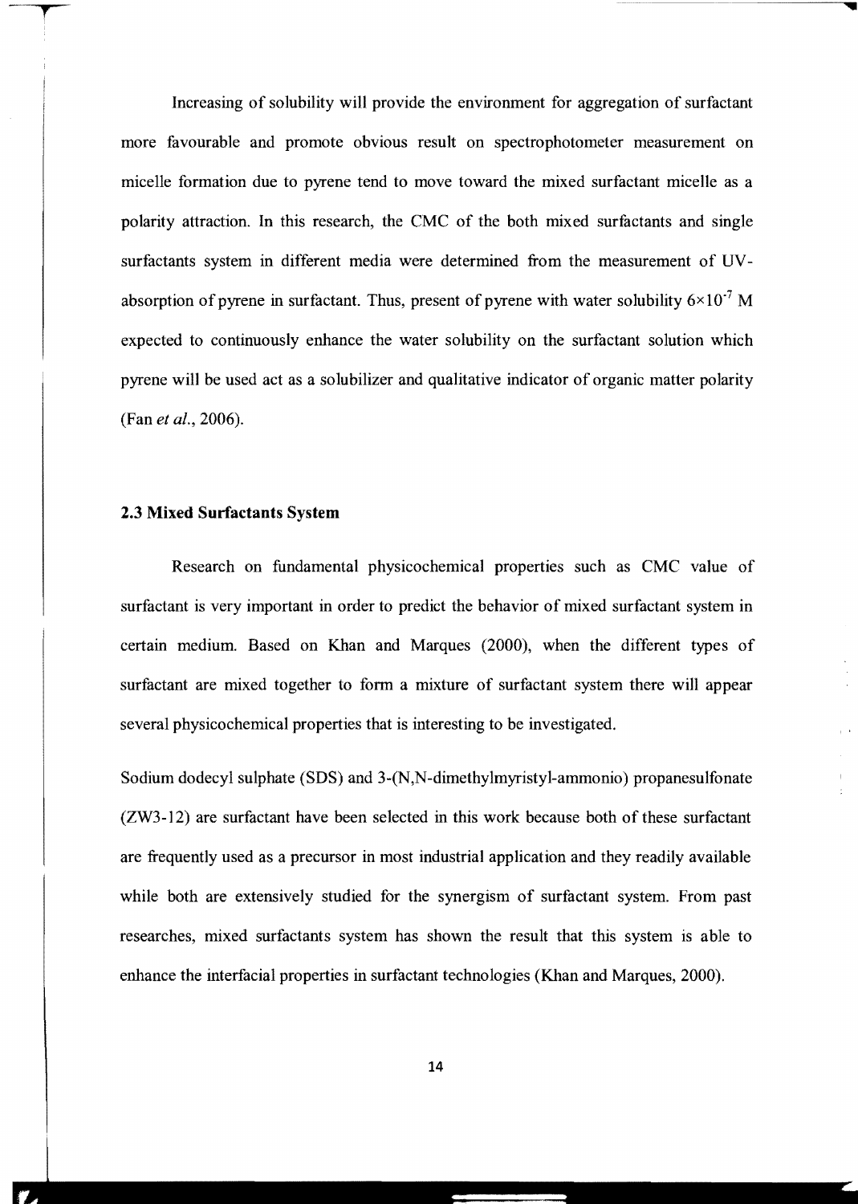Increasing of solubility will provide the environment for aggregation of surfactant more favourable and promote obvious result on spectrophotometer measurement on micelle formation due to pyrene tend to move toward the mixed surfactant micelle as a polarity attraction. In this research, the CMC of the both mixed surfactants and single surfactants system in different media were determined from the measurement of UV-absorption of pyrene in surfactant. Thus, present of pyrene with water solubility $6\times10^{-7}$ M expected to continuously enhance the water solubility on the surfactant solution which pyrene will be used act as a solubilizer and qualitative indicator of organic matter polarity (Fan *et al.*, 2006).

## 2.3 Mixed Surfactants System

Research on fundamental physicochemical properties such as CMC value of surfactant is very important in order to predict the behavior of mixed surfactant system in certain medium. Based on Khan and Marques (2000), when the different types of surfactant are mixed together to form a mixture of surfactant system there will appear several physicochemical properties that is interesting to be investigated.

Sodium dodecyl sulphate (SDS) and 3-(N,N-dimethylmyristyl-ammonio) propanesulfonate (ZW3-12) are surfactant have been selected in this work because both of these surfactant are frequently used as a precursor in most industrial application and they readily available while both are extensively studied for the synergism of surfactant system. From past researches, mixed surfactants system has shown the result that this system is able to enhance the interfacial properties in surfactant technologies (Khan and Marques, 2000).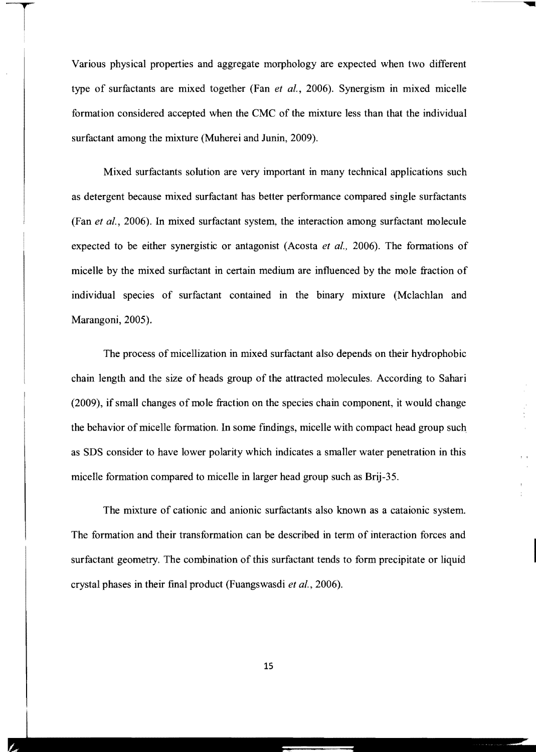Various physical properties and aggregate morphology are expected when two different type of surfactants are mixed together (Fan *et al.*, 2006). Synergism in mixed micelle formation considered accepted when the CMC of the mixture less than that the individual surfactant among the mixture (Muherei and Junin, 2009).

Mixed surfactants solution are very important in many technical applications such as detergent because mixed surfactant has better performance compared single surfactants (Fan *et al.*, 2006). In mixed surfactant system, the interaction among surfactant molecule expected to be either synergistic or antagonist (Acosta *et al.*, 2006). The formations of micelle by the mixed surfactant in certain medium are influenced by the mole fraction of individual species of surfactant contained in the binary mixture (Mclachlan and Marangoni, 2005).

The process of micellization in mixed surfactant also depends on their hydrophobic chain length and the size of heads group of the attracted molecules. According to Sahari (2009), if small changes of mole fraction on the species chain component, it would change the behavior of micelle formation. In some findings, micelle with compact head group such as SDS consider to have lower polarity which indicates a smaller water penetration in this micelle formation compared to micelle in larger head group such as Brij-35.

The mixture of cationic and anionic surfactants also known as a cataionic system. The formation and their transformation can be described in term of interaction forces and surfactant geometry. The combination of this surfactant tends to form precipitate or liquid crystal phases in their final product (Fuangswasdi *et al.*, 2006).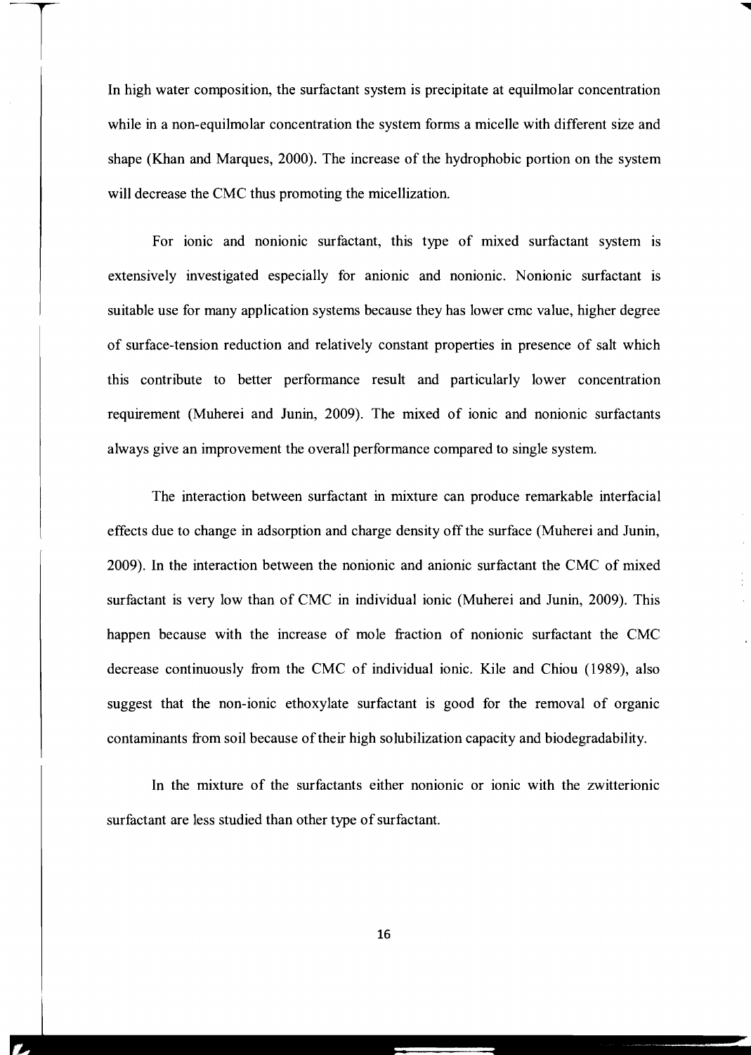In high water composition, the surfactant system is precipitate at equilmolar concentration while in a non-equilmolar concentration the system forms a micelle with different size and shape (Khan and Marques, 2000). The increase of the hydrophobic portion on the system will decrease the CMC thus promoting the micellization.

For ionic and nonionic surfactant, this type of mixed surfactant system is extensively investigated especially for anionic and nonionic. Nonionic surfactant is suitable use for many application systems because they has lower cmc value, higher degree of surface-tension reduction and relatively constant properties in presence of salt which this contribute to better performance result and particularly lower concentration requirement (Muherei and Junin, 2009). The mixed of ionic and nonionic surfactants always give an improvement the overall performance compared to single system.

The interaction between surfactant in mixture can produce remarkable interfacial effects due to change in adsorption and charge density off the surface (Muherei and Junin, 2009). In the interaction between the nonionic and anionic surfactant the CMC of mixed surfactant is very low than of CMC in individual ionic (Muherei and Junin, 2009). This happen because with the increase of mole fraction of nonionic surfactant the CMC decrease continuously from the CMC of individual ionic. Kile and Chiou (1989), also suggest that the non-ionic ethoxylate surfactant is good for the removal of organic contaminants from soil because of their high solubilization capacity and biodegradability.

In the mixture of the surfactants either nonionic or ionic with the zwitterionic surfactant are less studied than other type of surfactant.